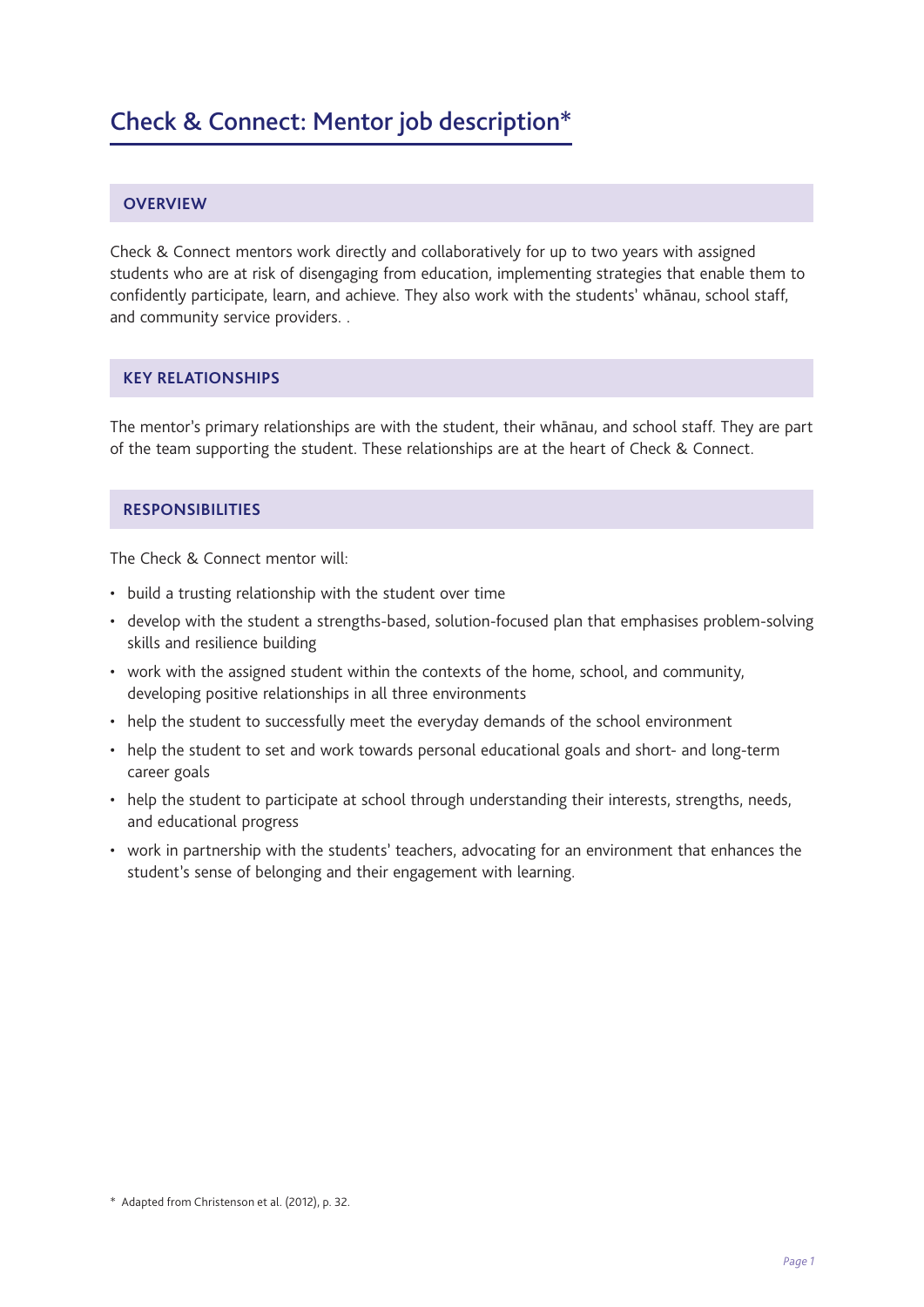# Check & Connect: Mentor job description*

## OVERVIEW

Check & Connect mentors work directly and collaboratively for up to two years with assigned students who are at risk of disengaging from education, implementing strategies that enable them to confidently participate, learn, and achieve. They also work with the students' whānau, school staff, and community service providers. .

## KEY RELATIONSHIPS

The mentor's primary relationships are with the student, their whānau, and school staff. They are part of the team supporting the student. These relationships are at the heart of Check & Connect.

## RESPONSIBILITIES

The Check & Connect mentor will:

- build a trusting relationship with the student over time
- develop with the student a strengths-based, solution-focused plan that emphasises problem-solving skills and resilience building
- work with the assigned student within the contexts of the home, school, and community, developing positive relationships in all three environments
- help the student to successfully meet the everyday demands of the school environment
- help the student to set and work towards personal educational goals and short- and long-term career goals
- help the student to participate at school through understanding their interests, strengths, needs, and educational progress
- work in partnership with the students' teachers, advocating for an environment that enhances the student's sense of belonging and their engagement with learning.

* Adapted from Christenson et al. (2012), p. 32.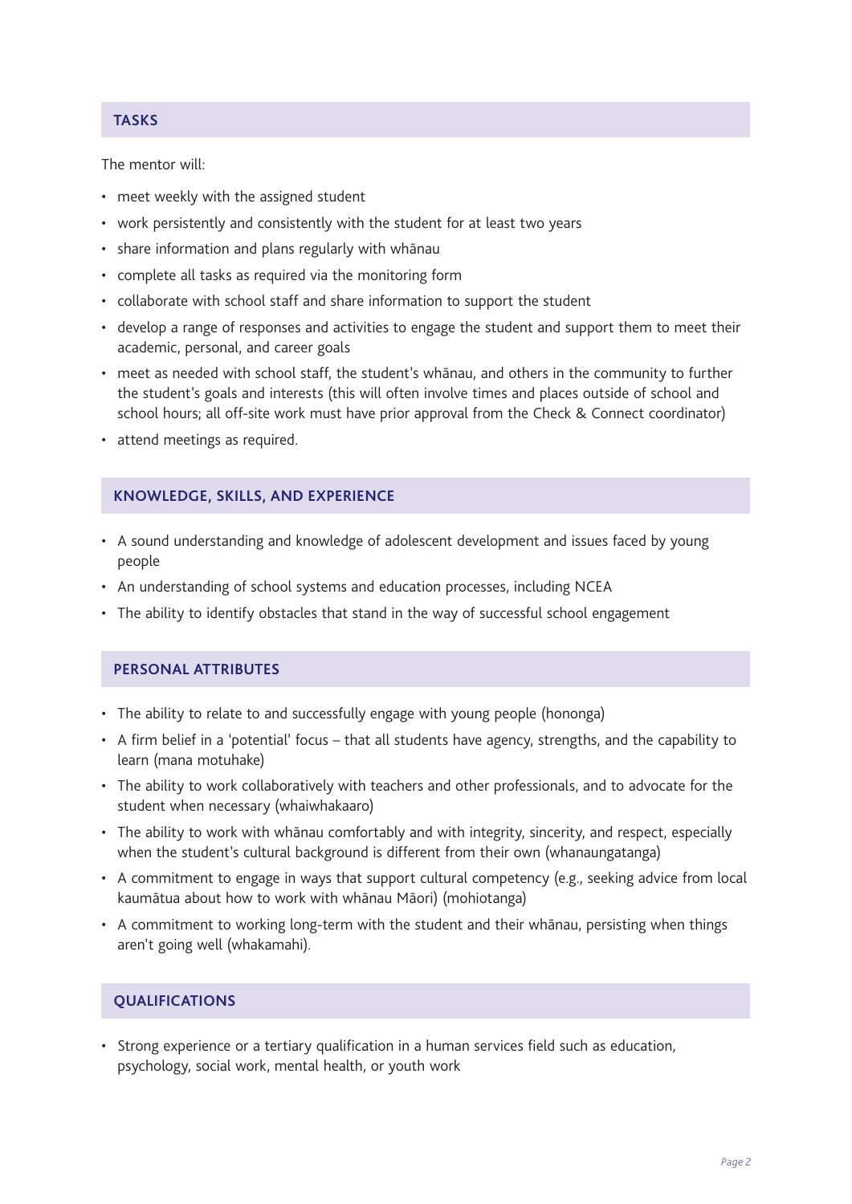## TASKS

The mentor will:

- meet weekly with the assigned student
- work persistently and consistently with the student for at least two years
- share information and plans regularly with whānau
- complete all tasks as required via the monitoring form
- collaborate with school staff and share information to support the student
- develop a range of responses and activities to engage the student and support them to meet their academic, personal, and career goals
- meet as needed with school staff, the student's whānau, and others in the community to further the student's goals and interests (this will often involve times and places outside of school and school hours; all off-site work must have prior approval from the Check & Connect coordinator)
- attend meetings as required.

## KNOWLEDGE, SKILLS, AND EXPERIENCE

- A sound understanding and knowledge of adolescent development and issues faced by young people
- An understanding of school systems and education processes, including NCEA
- The ability to identify obstacles that stand in the way of successful school engagement

## PERSONAL ATTRIBUTES

- The ability to relate to and successfully engage with young people (hononga)
- A firm belief in a 'potential' focus – that all students have agency, strengths, and the capability to learn (mana motuhake)
- The ability to work collaboratively with teachers and other professionals, and to advocate for the student when necessary (whaiwhakaaro)
- The ability to work with whānau comfortably and with integrity, sincerity, and respect, especially when the student's cultural background is different from their own (whanaungatanga)
- A commitment to engage in ways that support cultural competency (e.g., seeking advice from local kaumātua about how to work with whānau Māori) (mohiotanga)
- A commitment to working long-term with the student and their whānau, persisting when things aren't going well (whakamahi).

## QUALIFICATIONS

- Strong experience or a tertiary qualification in a human services field such as education, psychology, social work, mental health, or youth work